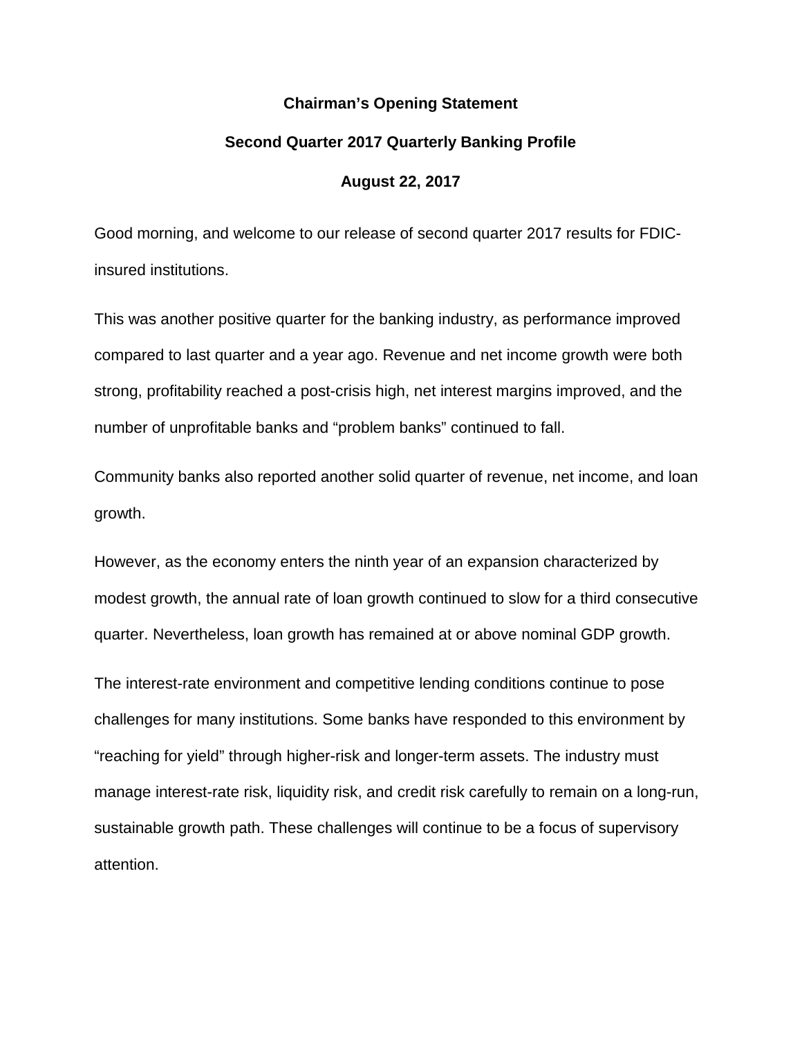# Chairman’s Opening Statement

## Second Quarter 2017 Quarterly Banking Profile

### August 22, 2017

Good morning, and welcome to our release of second quarter 2017 results for FDIC-insured institutions.

This was another positive quarter for the banking industry, as performance improved compared to last quarter and a year ago. Revenue and net income growth were both strong, profitability reached a post-crisis high, net interest margins improved, and the number of unprofitable banks and “problem banks” continued to fall.

Community banks also reported another solid quarter of revenue, net income, and loan growth.

However, as the economy enters the ninth year of an expansion characterized by modest growth, the annual rate of loan growth continued to slow for a third consecutive quarter. Nevertheless, loan growth has remained at or above nominal GDP growth.

The interest-rate environment and competitive lending conditions continue to pose challenges for many institutions. Some banks have responded to this environment by “reaching for yield” through higher-risk and longer-term assets. The industry must manage interest-rate risk, liquidity risk, and credit risk carefully to remain on a long-run, sustainable growth path. These challenges will continue to be a focus of supervisory attention.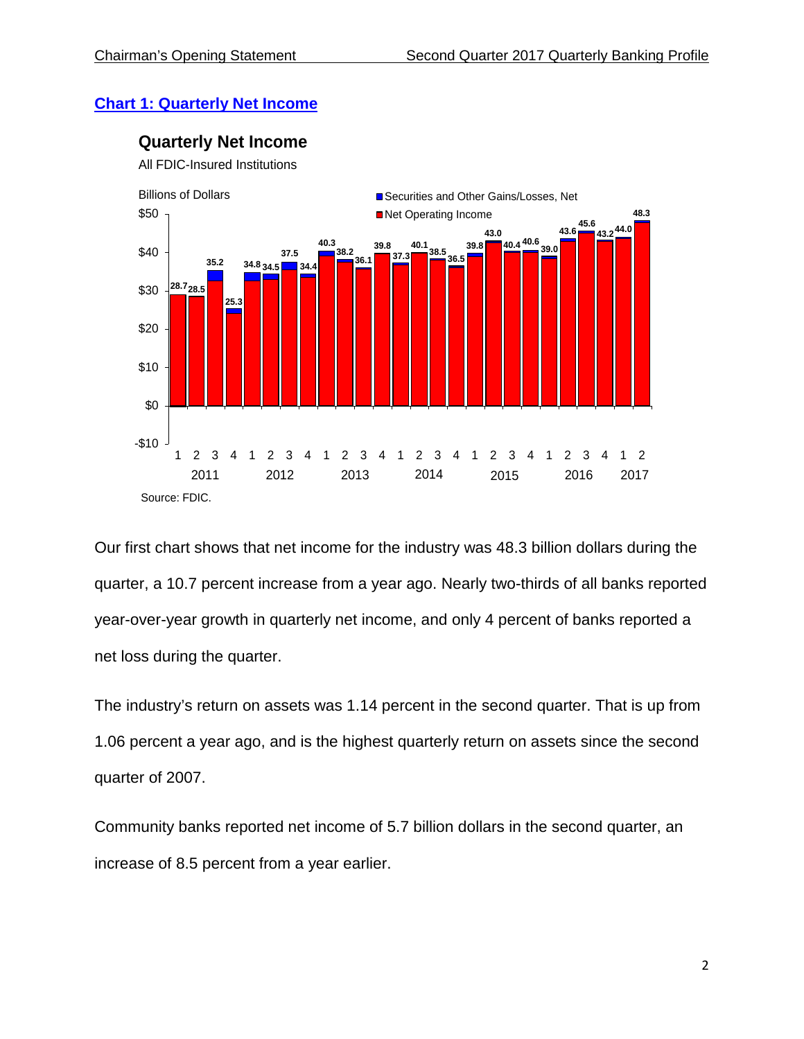## Chart 1: Quarterly Net Income

**Quarterly Net Income**

All FDIC-Insured Institutions

Billions of Dollars

| Year | Quarter | Net Income |
|---|---|---|
| 2011 | 1 | 28.7 |
| 2011 | 2 | 28.5 |
| 2011 | 3 | 35.2 |
| 2011 | 4 | 25.3 |
| 2012 | 1 | 34.8 |
| 2012 | 2 | 34.5 |
| 2012 | 3 | 37.5 |
| 2012 | 4 | 34.4 |
| 2013 | 1 | 40.3 |
| 2013 | 2 | 38.2 |
| 2013 | 3 | 36.1 |
| 2013 | 4 | 39.8 |
| 2014 | 1 | 37.3 |
| 2014 | 2 | 40.1 |
| 2014 | 3 | 38.5 |
| 2014 | 4 | 36.5 |
| 2015 | 1 | 39.8 |
| 2015 | 2 | 43.0 |
| 2015 | 3 | 40.4 |
| 2015 | 4 | 40.6 |
| 2016 | 1 | 39.0 |
| 2016 | 2 | 43.6 |
| 2016 | 3 | 45.6 |
| 2016 | 4 | 43.2 |
| 2017 | 1 | 44.0 |
| 2017 | 2 | 48.3 |

Legend: Securities and Other Gains/Losses, Net; Net Operating Income

Source: FDIC.

Our first chart shows that net income for the industry was 48.3 billion dollars during the quarter, a 10.7 percent increase from a year ago. Nearly two-thirds of all banks reported year-over-year growth in quarterly net income, and only 4 percent of banks reported a net loss during the quarter.

The industry's return on assets was 1.14 percent in the second quarter. That is up from 1.06 percent a year ago, and is the highest quarterly return on assets since the second quarter of 2007.

Community banks reported net income of 5.7 billion dollars in the second quarter, an increase of 8.5 percent from a year earlier.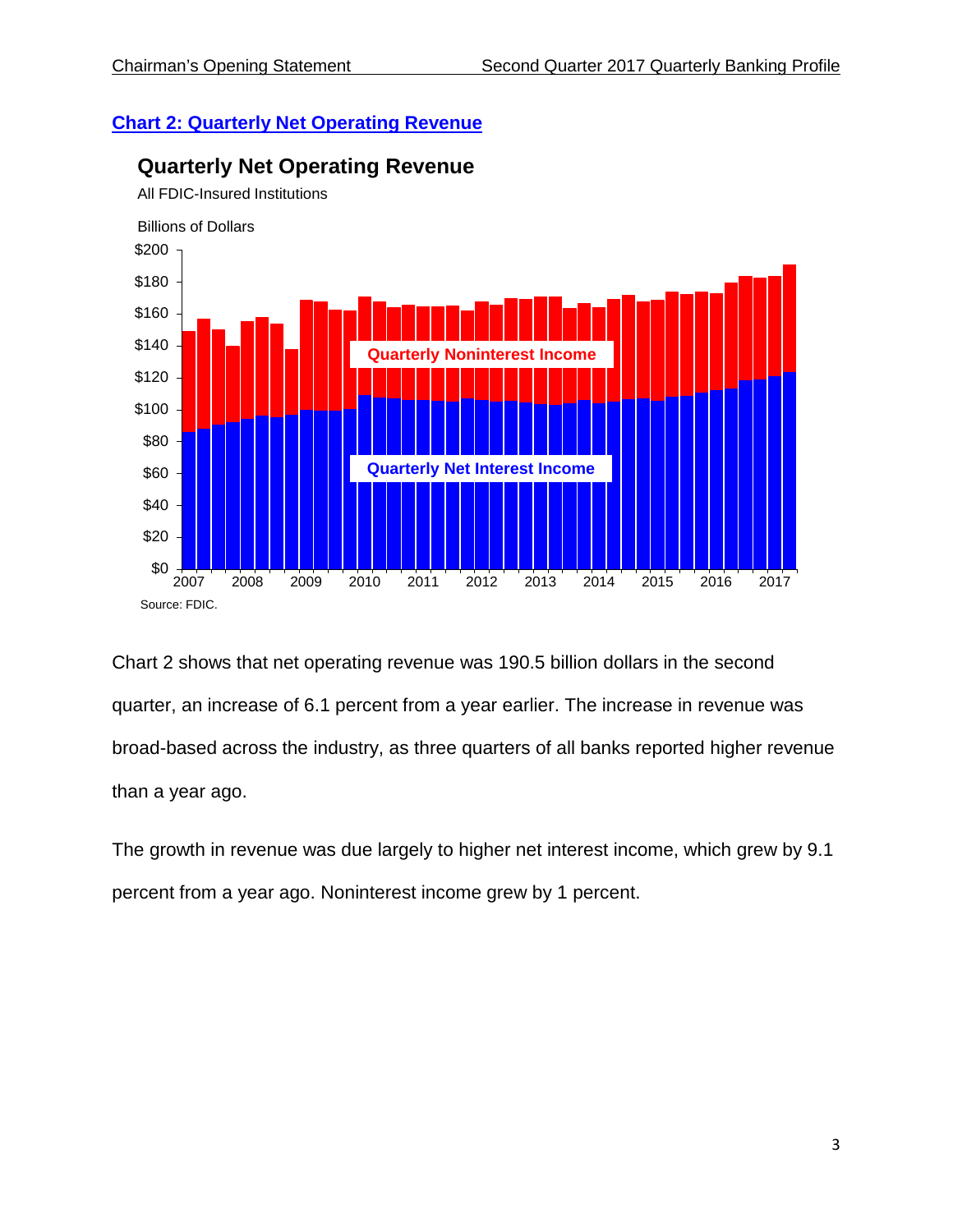## [Chart 2: Quarterly Net Operating Revenue]

**Quarterly Net Operating Revenue**

All FDIC-Insured Institutions

Billions of Dollars

Quarterly Noninterest Income

Quarterly Net Interest Income

Source: FDIC.

Chart 2 shows that net operating revenue was 190.5 billion dollars in the second quarter, an increase of 6.1 percent from a year earlier. The increase in revenue was broad-based across the industry, as three quarters of all banks reported higher revenue than a year ago.

The growth in revenue was due largely to higher net interest income, which grew by 9.1 percent from a year ago. Noninterest income grew by 1 percent.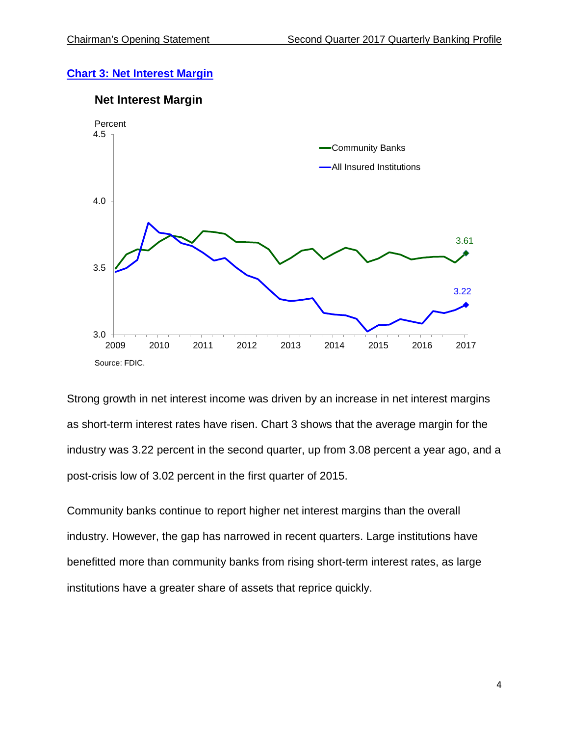## Chart 3: Net Interest Margin

Strong growth in net interest income was driven by an increase in net interest margins as short-term interest rates have risen. Chart 3 shows that the average margin for the industry was 3.22 percent in the second quarter, up from 3.08 percent a year ago, and a post-crisis low of 3.02 percent in the first quarter of 2015.

Community banks continue to report higher net interest margins than the overall industry. However, the gap has narrowed in recent quarters. Large institutions have benefitted more than community banks from rising short-term interest rates, as large institutions have a greater share of assets that reprice quickly.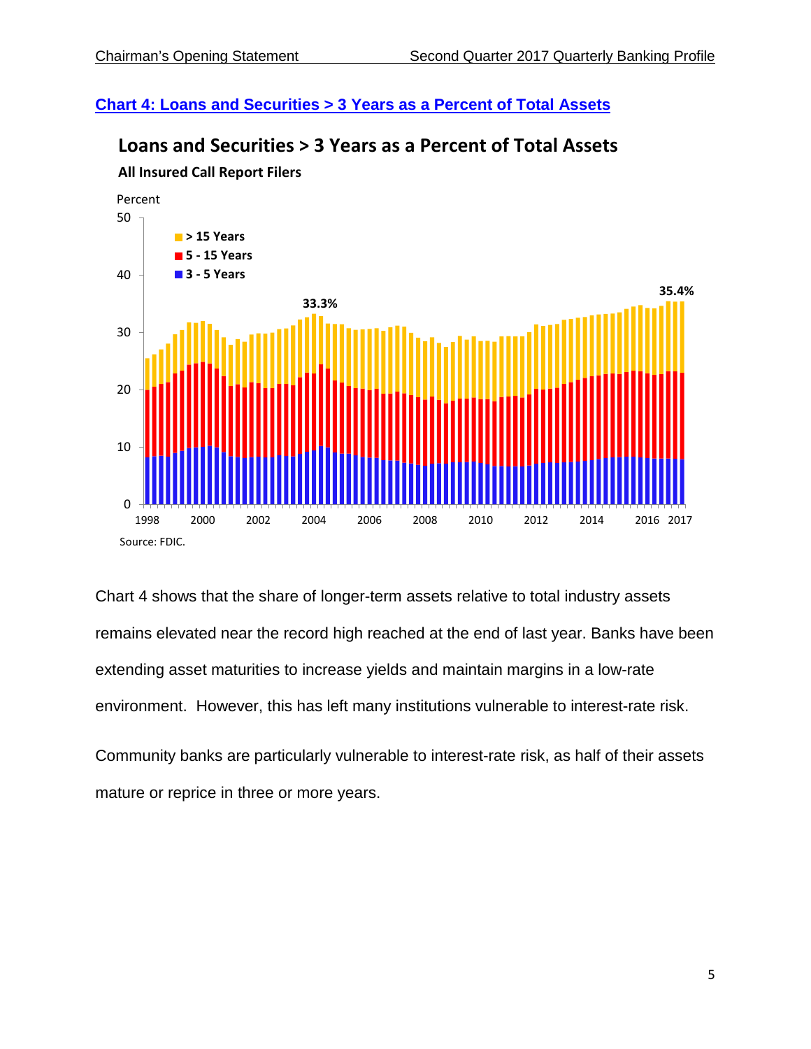**Chart 4: Loans and Securities > 3 Years as a Percent of Total Assets**

Loans and Securities > 3 Years as a Percent of Total Assets

All Insured Call Report Filers

Source: FDIC.

Chart 4 shows that the share of longer-term assets relative to total industry assets remains elevated near the record high reached at the end of last year. Banks have been extending asset maturities to increase yields and maintain margins in a low-rate environment. However, this has left many institutions vulnerable to interest-rate risk.

Community banks are particularly vulnerable to interest-rate risk, as half of their assets mature or reprice in three or more years.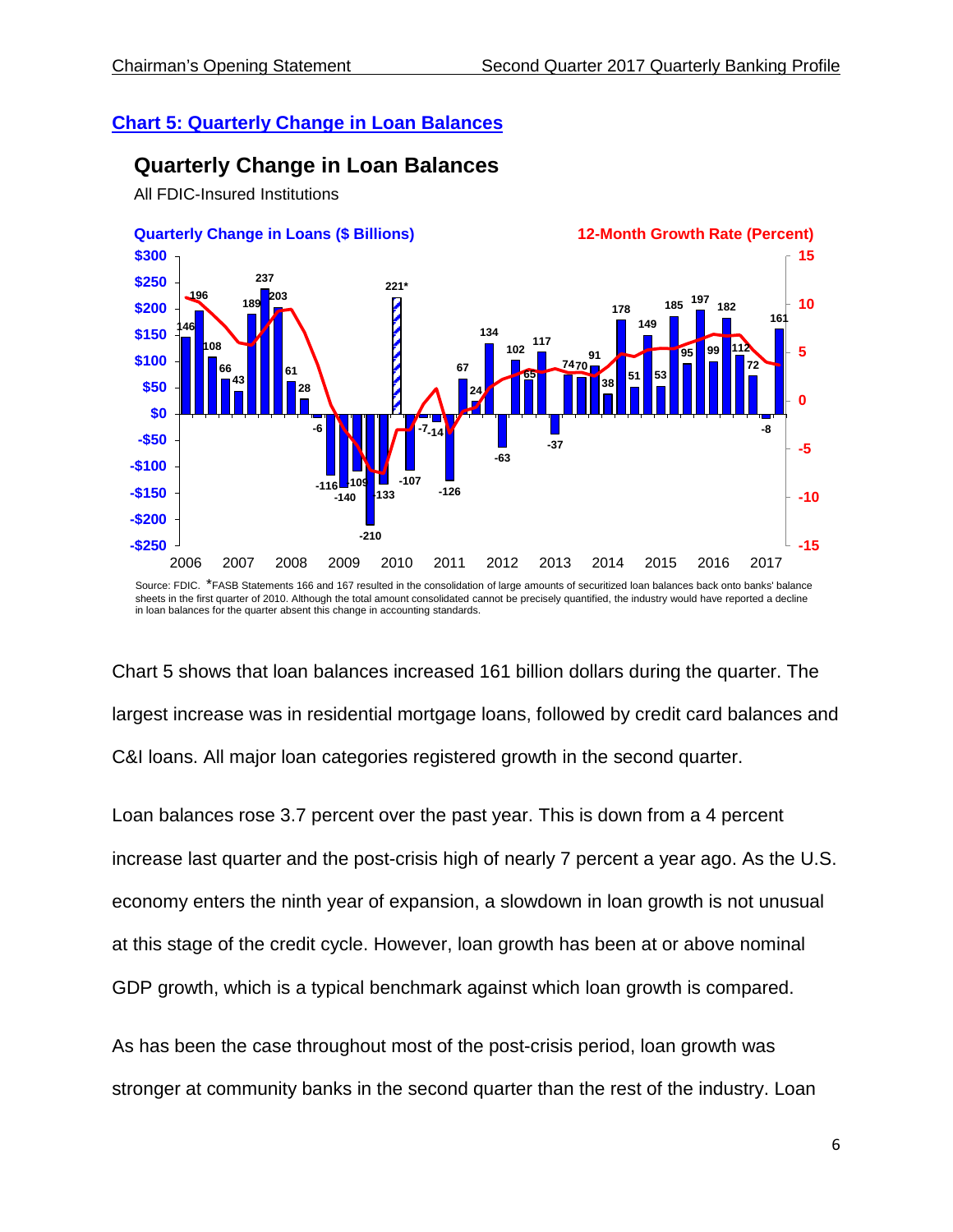## Chart 5: Quarterly Change in Loan Balances

**Quarterly Change in Loan Balances**

All FDIC-Insured Institutions

Quarterly Change in Loans ($ Billions) | 12-Month Growth Rate (Percent)

Source: FDIC. *FASB Statements 166 and 167 resulted in the consolidation of large amounts of securitized loan balances back onto banks' balance sheets in the first quarter of 2010. Although the total amount consolidated cannot be precisely quantified, the industry would have reported a decline in loan balances for the quarter absent this change in accounting standards.

Chart 5 shows that loan balances increased 161 billion dollars during the quarter. The largest increase was in residential mortgage loans, followed by credit card balances and C&I loans. All major loan categories registered growth in the second quarter.

Loan balances rose 3.7 percent over the past year. This is down from a 4 percent increase last quarter and the post-crisis high of nearly 7 percent a year ago. As the U.S. economy enters the ninth year of expansion, a slowdown in loan growth is not unusual at this stage of the credit cycle. However, loan growth has been at or above nominal GDP growth, which is a typical benchmark against which loan growth is compared.

As has been the case throughout most of the post-crisis period, loan growth was stronger at community banks in the second quarter than the rest of the industry. Loan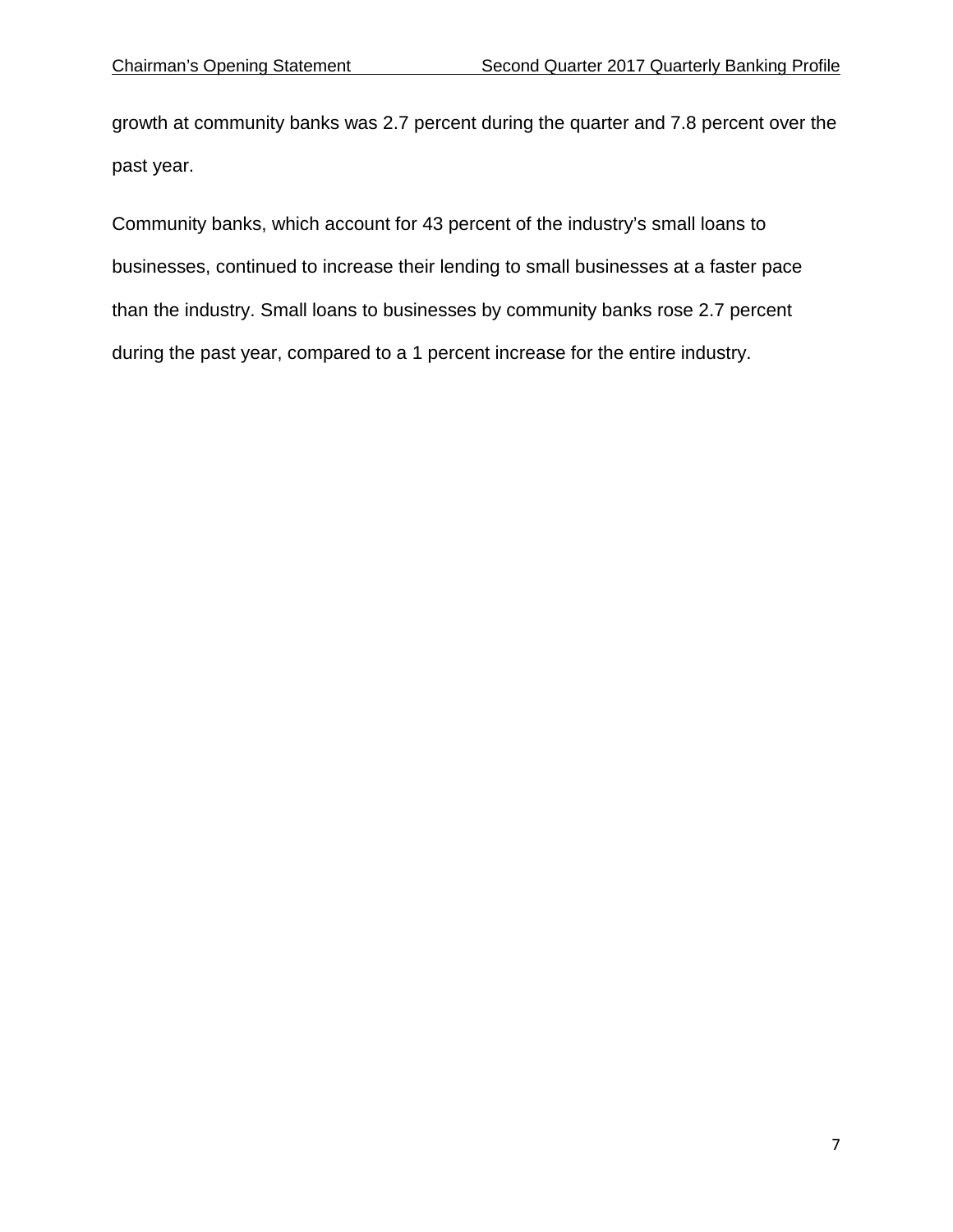growth at community banks was 2.7 percent during the quarter and 7.8 percent over the past year.

Community banks, which account for 43 percent of the industry's small loans to businesses, continued to increase their lending to small businesses at a faster pace than the industry. Small loans to businesses by community banks rose 2.7 percent during the past year, compared to a 1 percent increase for the entire industry.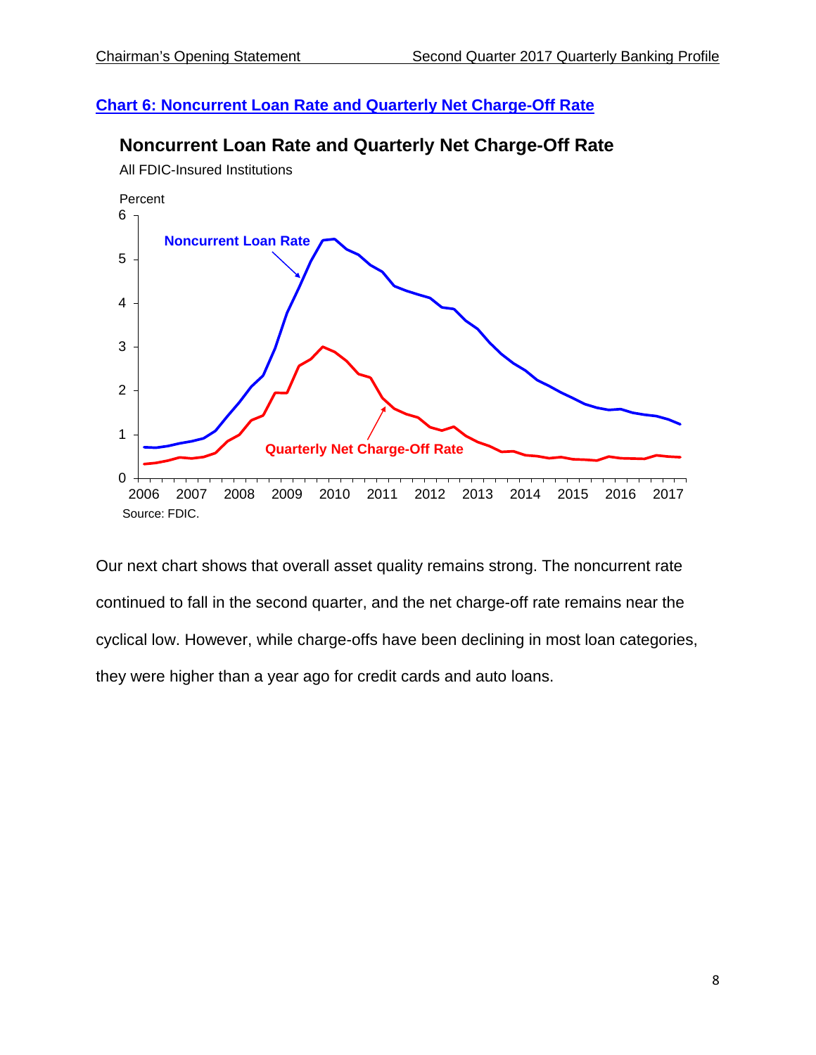## Chart 6: Noncurrent Loan Rate and Quarterly Net Charge-Off Rate

**Noncurrent Loan Rate and Quarterly Net Charge-Off Rate**

All FDIC-Insured Institutions

Source: FDIC.

Our next chart shows that overall asset quality remains strong. The noncurrent rate continued to fall in the second quarter, and the net charge-off rate remains near the cyclical low. However, while charge-offs have been declining in most loan categories, they were higher than a year ago for credit cards and auto loans.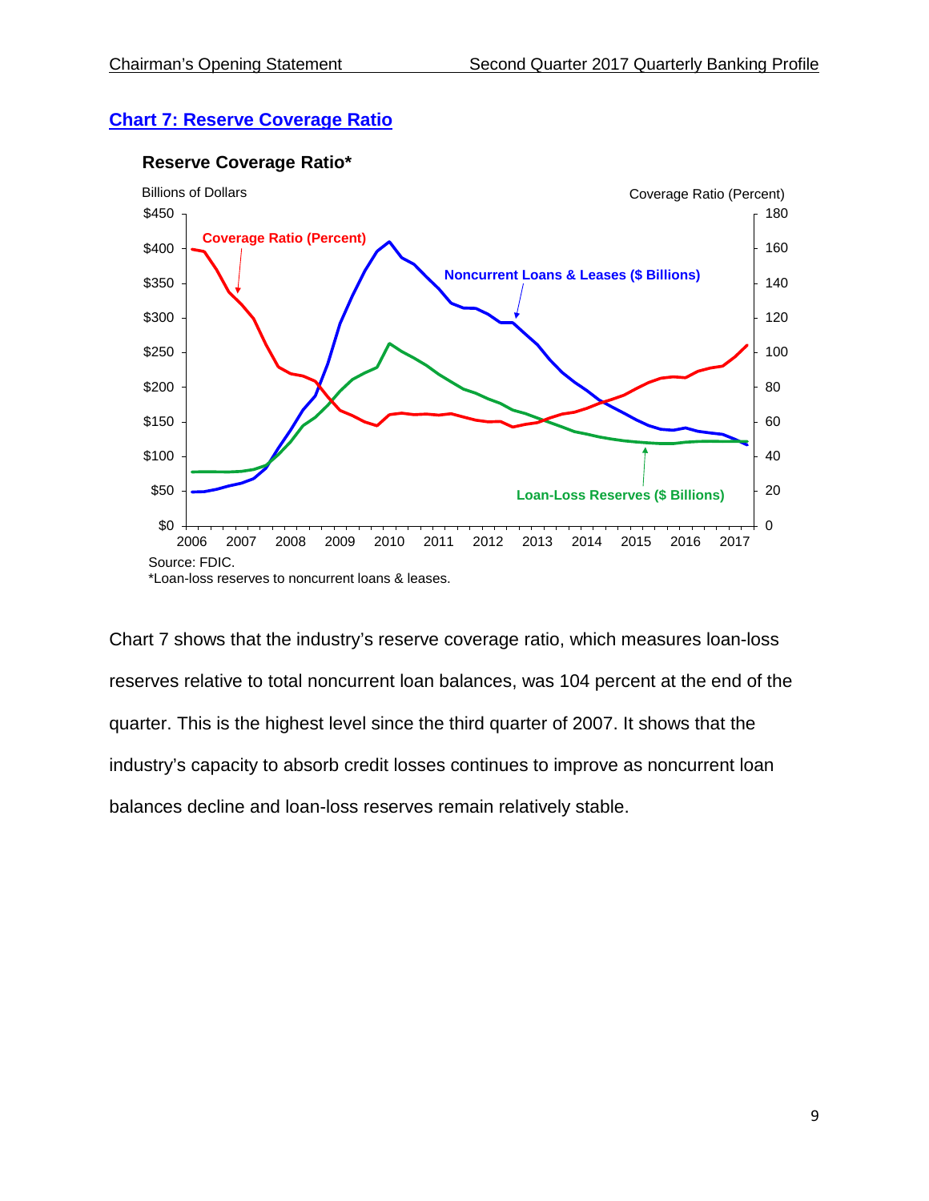## Chart 7: Reserve Coverage Ratio

**Reserve Coverage Ratio***

Source: FDIC.
*Loan-loss reserves to noncurrent loans & leases.

Chart 7 shows that the industry's reserve coverage ratio, which measures loan-loss reserves relative to total noncurrent loan balances, was 104 percent at the end of the quarter. This is the highest level since the third quarter of 2007. It shows that the industry's capacity to absorb credit losses continues to improve as noncurrent loan balances decline and loan-loss reserves remain relatively stable.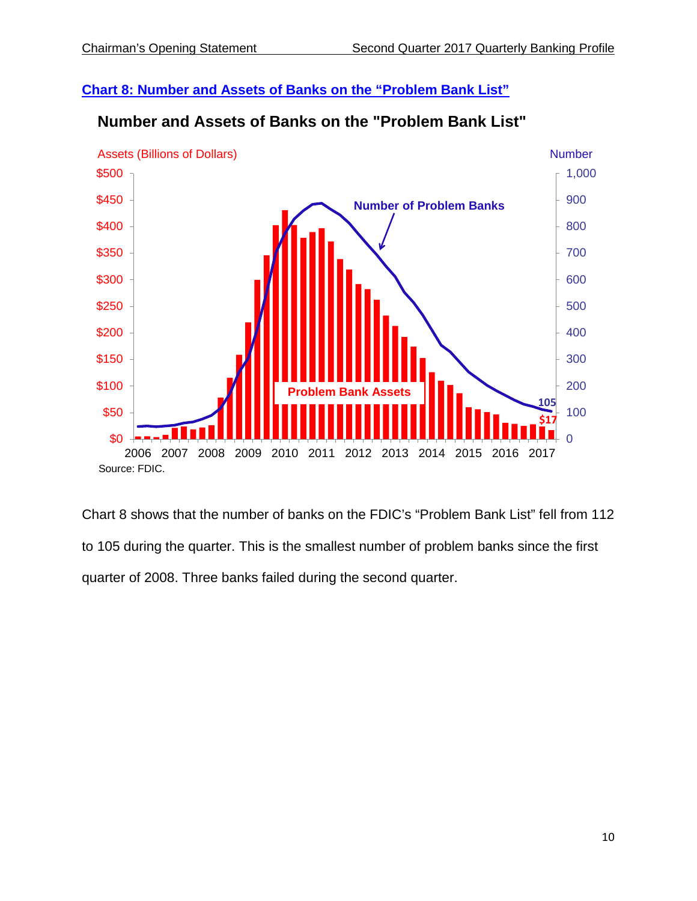## Chart 8: Number and Assets of Banks on the "Problem Bank List"

Chart 8 shows that the number of banks on the FDIC's "Problem Bank List" fell from 112 to 105 during the quarter. This is the smallest number of problem banks since the first quarter of 2008. Three banks failed during the second quarter.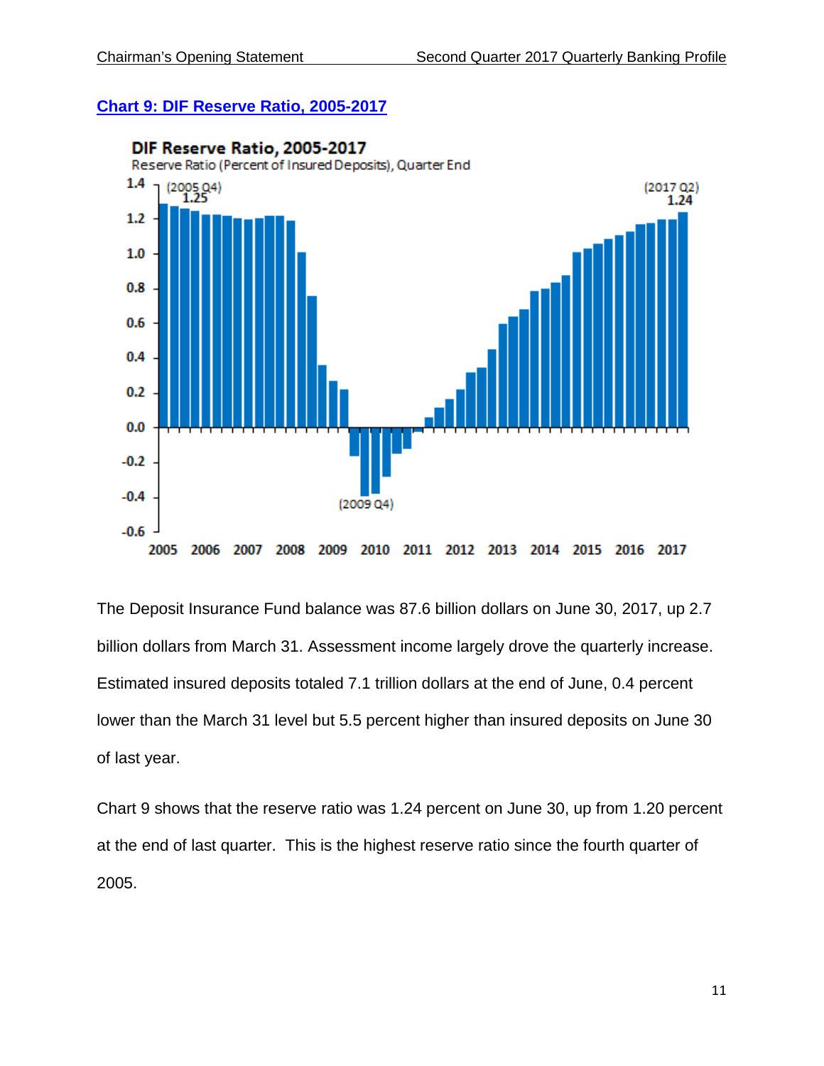## Chart 9: DIF Reserve Ratio, 2005-2017

The Deposit Insurance Fund balance was 87.6 billion dollars on June 30, 2017, up 2.7 billion dollars from March 31. Assessment income largely drove the quarterly increase. Estimated insured deposits totaled 7.1 trillion dollars at the end of June, 0.4 percent lower than the March 31 level but 5.5 percent higher than insured deposits on June 30 of last year.

Chart 9 shows that the reserve ratio was 1.24 percent on June 30, up from 1.20 percent at the end of last quarter. This is the highest reserve ratio since the fourth quarter of 2005.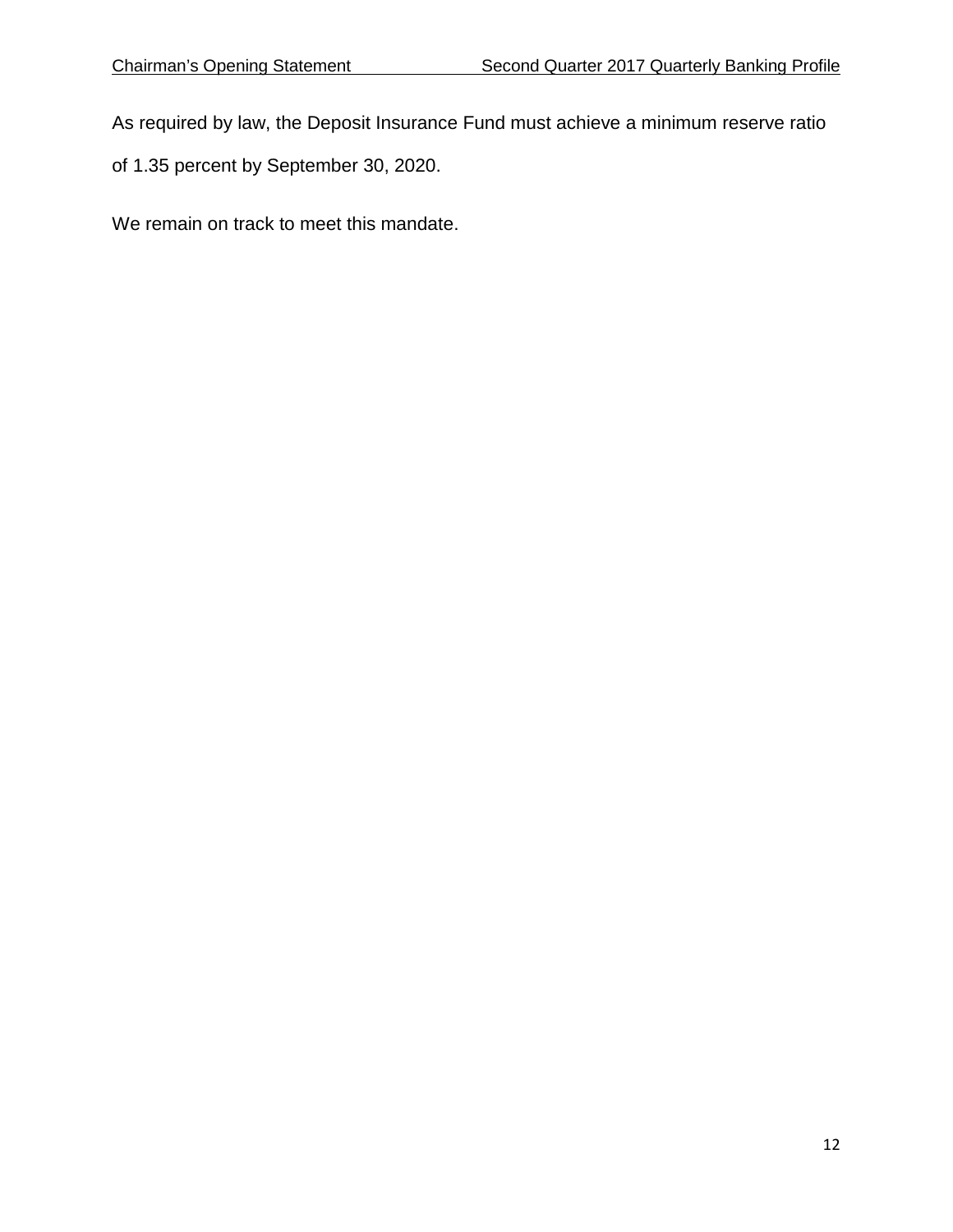As required by law, the Deposit Insurance Fund must achieve a minimum reserve ratio of 1.35 percent by September 30, 2020.

We remain on track to meet this mandate.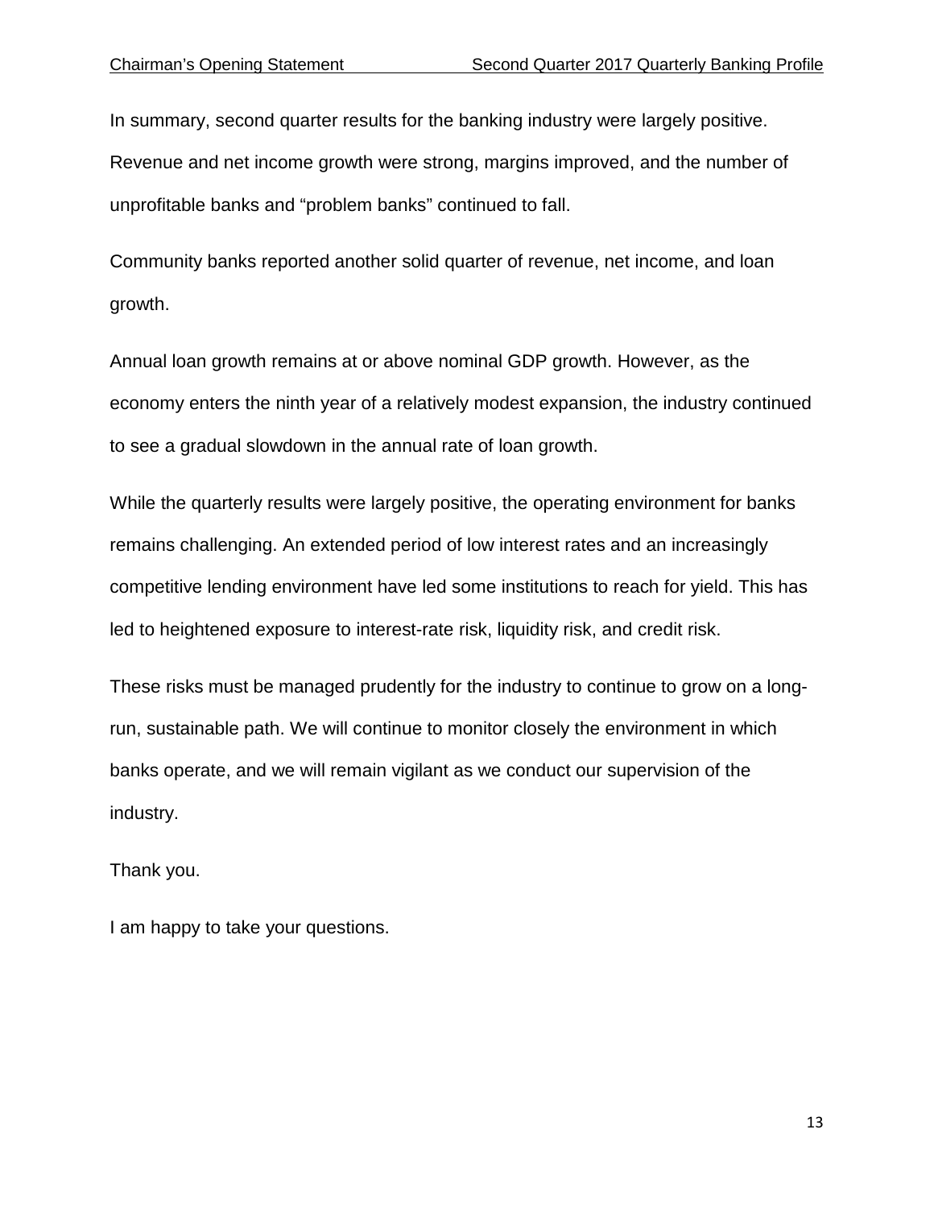In summary, second quarter results for the banking industry were largely positive. Revenue and net income growth were strong, margins improved, and the number of unprofitable banks and "problem banks" continued to fall.

Community banks reported another solid quarter of revenue, net income, and loan growth.

Annual loan growth remains at or above nominal GDP growth. However, as the economy enters the ninth year of a relatively modest expansion, the industry continued to see a gradual slowdown in the annual rate of loan growth.

While the quarterly results were largely positive, the operating environment for banks remains challenging. An extended period of low interest rates and an increasingly competitive lending environment have led some institutions to reach for yield. This has led to heightened exposure to interest-rate risk, liquidity risk, and credit risk.

These risks must be managed prudently for the industry to continue to grow on a long-run, sustainable path. We will continue to monitor closely the environment in which banks operate, and we will remain vigilant as we conduct our supervision of the industry.

Thank you.

I am happy to take your questions.